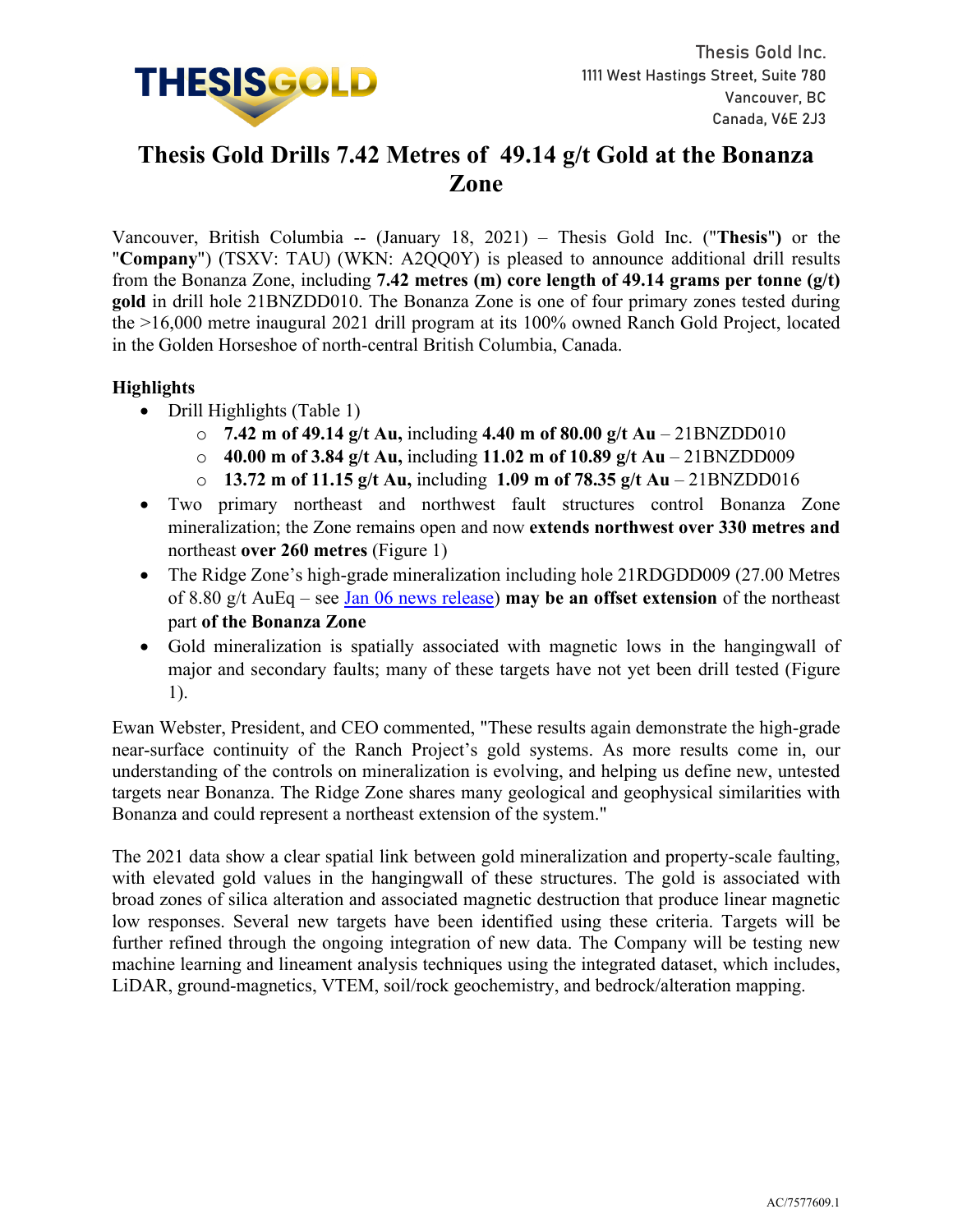Thesis Gold Inc.
1111 West Hastings Street, Suite 780
Vancouver, BC
Canada, V6E 2J3

# Thesis Gold Drills 7.42 Metres of 49.14 g/t Gold at the Bonanza Zone

Vancouver, British Columbia -- (January 18, 2021) – Thesis Gold Inc. ("**Thesis**") or the "**Company**") (TSXV: TAU) (WKN: A2QQ0Y) is pleased to announce additional drill results from the Bonanza Zone, including **7.42 metres (m) core length of 49.14 grams per tonne (g/t) gold** in drill hole 21BNZDD010. The Bonanza Zone is one of four primary zones tested during the >16,000 metre inaugural 2021 drill program at its 100% owned Ranch Gold Project, located in the Golden Horseshoe of north-central British Columbia, Canada.

**Highlights**

- Drill Highlights (Table 1)
  - **7.42 m of 49.14 g/t Au,** including **4.40 m of 80.00 g/t Au** – 21BNZDD010
  - **40.00 m of 3.84 g/t Au,** including **11.02 m of 10.89 g/t Au** – 21BNZDD009
  - **13.72 m of 11.15 g/t Au,** including **1.09 m of 78.35 g/t Au** – 21BNZDD016
- Two primary northeast and northwest fault structures control Bonanza Zone mineralization; the Zone remains open and now **extends northwest over 330 metres and** northeast **over 260 metres** (Figure 1)
- The Ridge Zone's high-grade mineralization including hole 21RDGDD009 (27.00 Metres of 8.80 g/t AuEq – see [Jan 06 news release]) **may be an offset extension** of the northeast part **of the Bonanza Zone**
- Gold mineralization is spatially associated with magnetic lows in the hangingwall of major and secondary faults; many of these targets have not yet been drill tested (Figure 1).

Ewan Webster, President, and CEO commented, "These results again demonstrate the high-grade near-surface continuity of the Ranch Project's gold systems. As more results come in, our understanding of the controls on mineralization is evolving, and helping us define new, untested targets near Bonanza. The Ridge Zone shares many geological and geophysical similarities with Bonanza and could represent a northeast extension of the system."

The 2021 data show a clear spatial link between gold mineralization and property-scale faulting, with elevated gold values in the hangingwall of these structures. The gold is associated with broad zones of silica alteration and associated magnetic destruction that produce linear magnetic low responses. Several new targets have been identified using these criteria. Targets will be further refined through the ongoing integration of new data. The Company will be testing new machine learning and lineament analysis techniques using the integrated dataset, which includes, LiDAR, ground-magnetics, VTEM, soil/rock geochemistry, and bedrock/alteration mapping.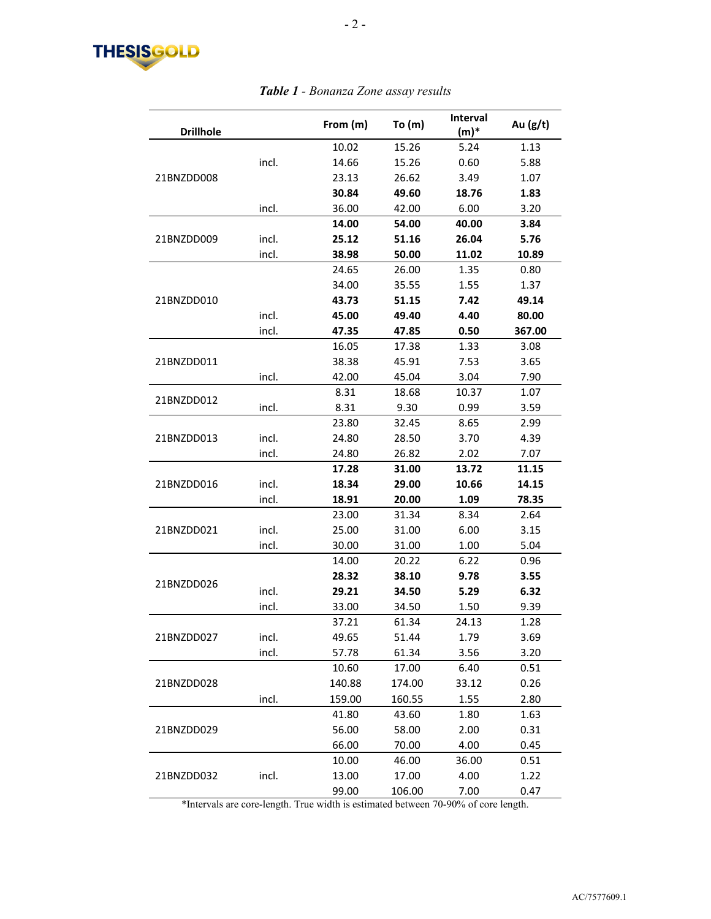***Table 1** - Bonanza Zone assay results*

| Drillhole | | From (m) | To (m) | Interval (m)* | Au (g/t) |
|---|---|---|---|---|---|
| 21BNZDD008 | | 10.02 | 15.26 | 5.24 | 1.13 |
| | incl. | 14.66 | 15.26 | 0.60 | 5.88 |
| | | 23.13 | 26.62 | 3.49 | 1.07 |
| | | **30.84** | **49.60** | **18.76** | **1.83** |
| | incl. | 36.00 | 42.00 | 6.00 | 3.20 |
| 21BNZDD009 | | **14.00** | **54.00** | **40.00** | **3.84** |
| | incl. | **25.12** | **51.16** | **26.04** | **5.76** |
| | incl. | **38.98** | **50.00** | **11.02** | **10.89** |
| 21BNZDD010 | | 24.65 | 26.00 | 1.35 | 0.80 |
| | | 34.00 | 35.55 | 1.55 | 1.37 |
| | | **43.73** | **51.15** | **7.42** | **49.14** |
| | incl. | **45.00** | **49.40** | **4.40** | **80.00** |
| | incl. | **47.35** | **47.85** | **0.50** | **367.00** |
| 21BNZDD011 | | 16.05 | 17.38 | 1.33 | 3.08 |
| | | 38.38 | 45.91 | 7.53 | 3.65 |
| | incl. | 42.00 | 45.04 | 3.04 | 7.90 |
| 21BNZDD012 | | 8.31 | 18.68 | 10.37 | 1.07 |
| | incl. | 8.31 | 9.30 | 0.99 | 3.59 |
| 21BNZDD013 | | 23.80 | 32.45 | 8.65 | 2.99 |
| | incl. | 24.80 | 28.50 | 3.70 | 4.39 |
| | incl. | 24.80 | 26.82 | 2.02 | 7.07 |
| 21BNZDD016 | | **17.28** | **31.00** | **13.72** | **11.15** |
| | incl. | **18.34** | **29.00** | **10.66** | **14.15** |
| | incl. | **18.91** | **20.00** | **1.09** | **78.35** |
| 21BNZDD021 | | 23.00 | 31.34 | 8.34 | 2.64 |
| | incl. | 25.00 | 31.00 | 6.00 | 3.15 |
| | incl. | 30.00 | 31.00 | 1.00 | 5.04 |
| 21BNZDD026 | | 14.00 | 20.22 | 6.22 | 0.96 |
| | | **28.32** | **38.10** | **9.78** | **3.55** |
| | incl. | **29.21** | **34.50** | **5.29** | **6.32** |
| | incl. | 33.00 | 34.50 | 1.50 | 9.39 |
| 21BNZDD027 | | 37.21 | 61.34 | 24.13 | 1.28 |
| | incl. | 49.65 | 51.44 | 1.79 | 3.69 |
| | incl. | 57.78 | 61.34 | 3.56 | 3.20 |
| 21BNZDD028 | | 10.60 | 17.00 | 6.40 | 0.51 |
| | | 140.88 | 174.00 | 33.12 | 0.26 |
| | incl. | 159.00 | 160.55 | 1.55 | 2.80 |
| 21BNZDD029 | | 41.80 | 43.60 | 1.80 | 1.63 |
| | | 56.00 | 58.00 | 2.00 | 0.31 |
| | | 66.00 | 70.00 | 4.00 | 0.45 |
| 21BNZDD032 | | 10.00 | 46.00 | 36.00 | 0.51 |
| | incl. | 13.00 | 17.00 | 4.00 | 1.22 |
| | | 99.00 | 106.00 | 7.00 | 0.47 |

*Intervals are core-length. True width is estimated between 70-90% of core length.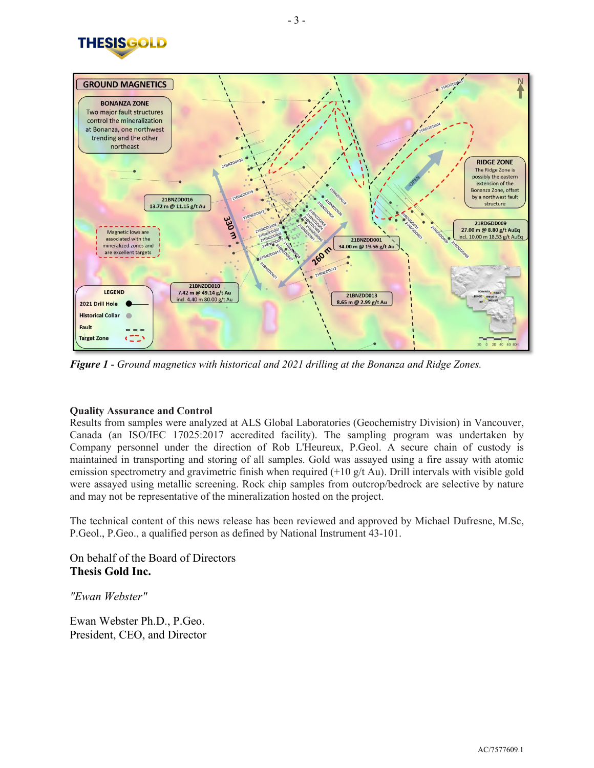**Figure 1** - *Ground magnetics with historical and 2021 drilling at the Bonanza and Ridge Zones.*

**Quality Assurance and Control**

Results from samples were analyzed at ALS Global Laboratories (Geochemistry Division) in Vancouver, Canada (an ISO/IEC 17025:2017 accredited facility). The sampling program was undertaken by Company personnel under the direction of Rob L'Heureux, P.Geol. A secure chain of custody is maintained in transporting and storing of all samples. Gold was assayed using a fire assay with atomic emission spectrometry and gravimetric finish when required (+10 g/t Au). Drill intervals with visible gold were assayed using metallic screening. Rock chip samples from outcrop/bedrock are selective by nature and may not be representative of the mineralization hosted on the project.

The technical content of this news release has been reviewed and approved by Michael Dufresne, M.Sc, P.Geol., P.Geo., a qualified person as defined by National Instrument 43-101.

On behalf of the Board of Directors
**Thesis Gold Inc.**

*"Ewan Webster"*

Ewan Webster Ph.D., P.Geo.
President, CEO, and Director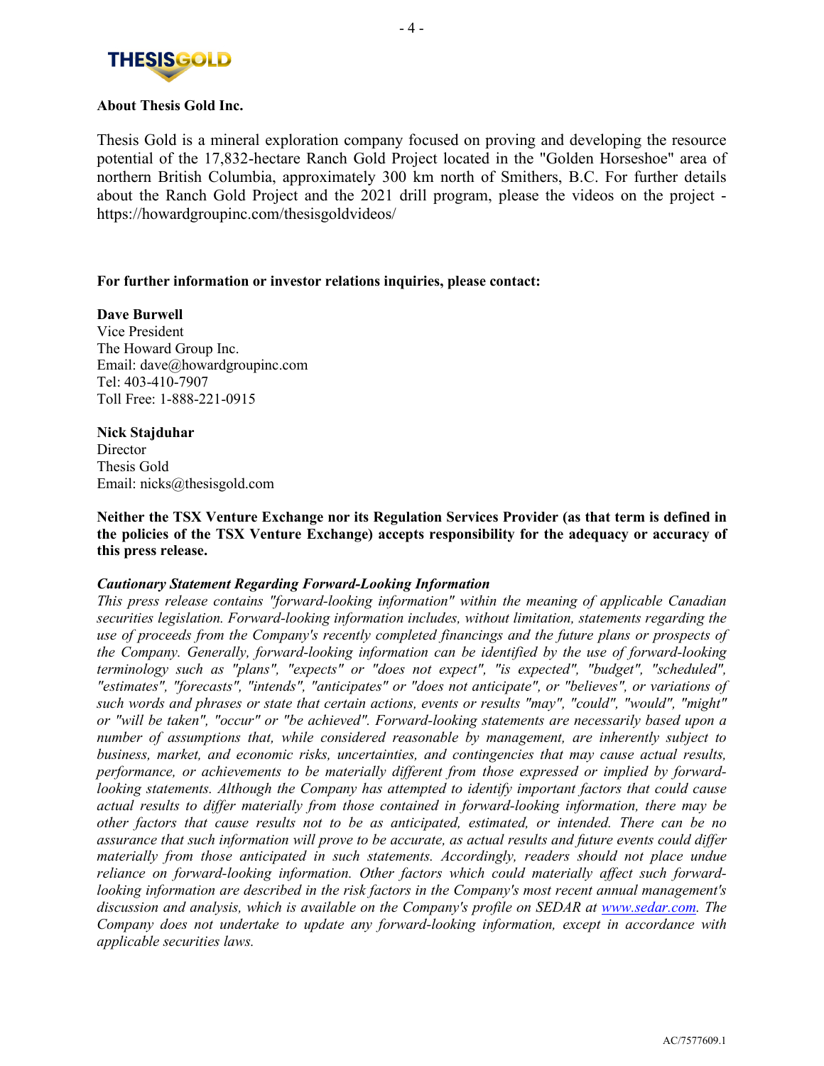**About Thesis Gold Inc.**

Thesis Gold is a mineral exploration company focused on proving and developing the resource potential of the 17,832-hectare Ranch Gold Project located in the "Golden Horseshoe" area of northern British Columbia, approximately 300 km north of Smithers, B.C. For further details about the Ranch Gold Project and the 2021 drill program, please the videos on the project - https://howardgroupinc.com/thesisgoldvideos/

**For further information or investor relations inquiries, please contact:**

**Dave Burwell**
Vice President
The Howard Group Inc.
Email: dave@howardgroupinc.com
Tel: 403-410-7907
Toll Free: 1-888-221-0915

**Nick Stajduhar**
Director
Thesis Gold
Email: nicks@thesisgold.com

**Neither the TSX Venture Exchange nor its Regulation Services Provider (as that term is defined in the policies of the TSX Venture Exchange) accepts responsibility for the adequacy or accuracy of this press release.**

***Cautionary Statement Regarding Forward-Looking Information***
*This press release contains "forward-looking information" within the meaning of applicable Canadian securities legislation. Forward-looking information includes, without limitation, statements regarding the use of proceeds from the Company's recently completed financings and the future plans or prospects of the Company. Generally, forward-looking information can be identified by the use of forward-looking terminology such as "plans", "expects" or "does not expect", "is expected", "budget", "scheduled", "estimates", "forecasts", "intends", "anticipates" or "does not anticipate", or "believes", or variations of such words and phrases or state that certain actions, events or results "may", "could", "would", "might" or "will be taken", "occur" or "be achieved". Forward-looking statements are necessarily based upon a number of assumptions that, while considered reasonable by management, are inherently subject to business, market, and economic risks, uncertainties, and contingencies that may cause actual results, performance, or achievements to be materially different from those expressed or implied by forward-looking statements. Although the Company has attempted to identify important factors that could cause actual results to differ materially from those contained in forward-looking information, there may be other factors that cause results not to be as anticipated, estimated, or intended. There can be no assurance that such information will prove to be accurate, as actual results and future events could differ materially from those anticipated in such statements. Accordingly, readers should not place undue reliance on forward-looking information. Other factors which could materially affect such forward-looking information are described in the risk factors in the Company's most recent annual management's discussion and analysis, which is available on the Company's profile on SEDAR at www.sedar.com. The Company does not undertake to update any forward-looking information, except in accordance with applicable securities laws.*